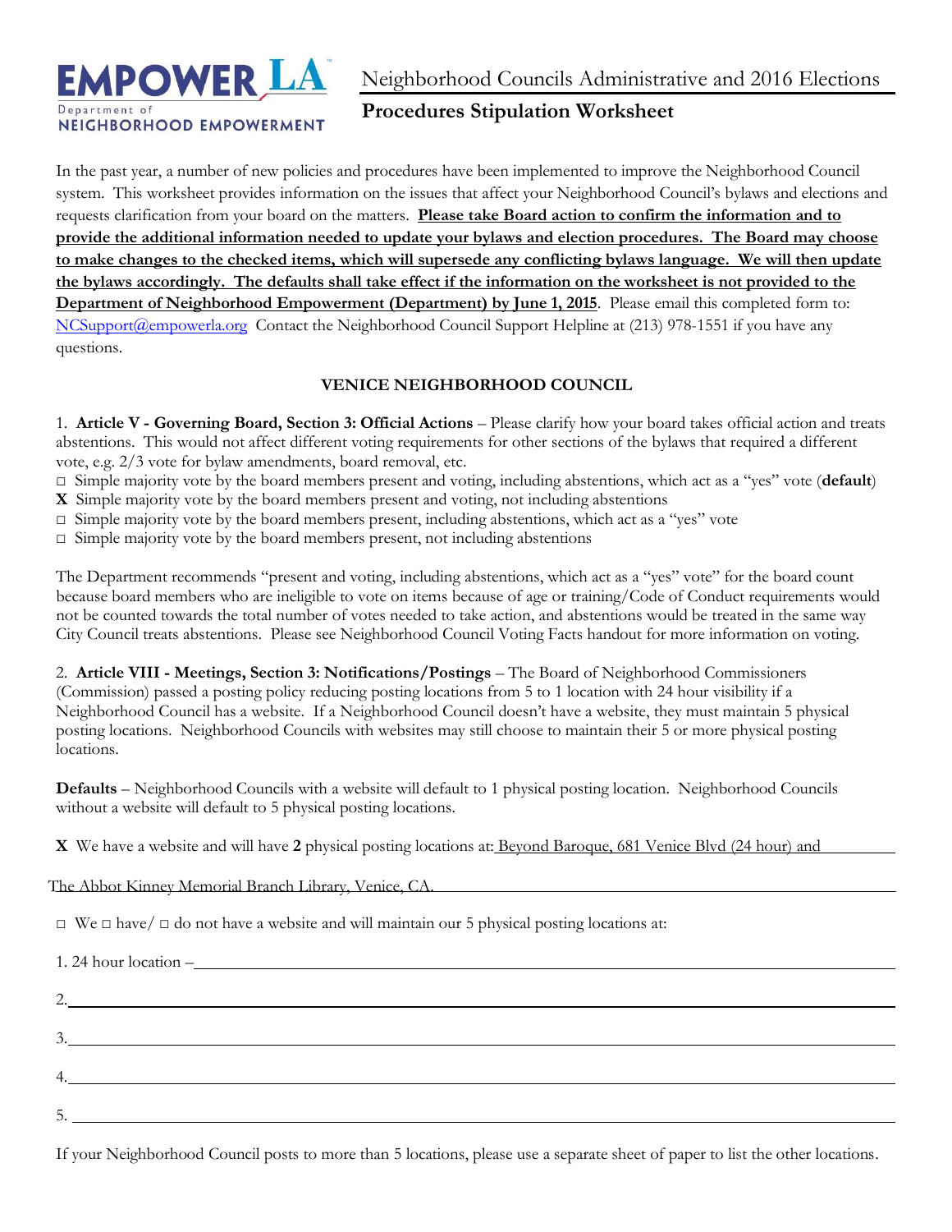**EMPOWER LA**
Department of
**NEIGHBORHOOD EMPOWERMENT**

# Neighborhood Councils Administrative and 2016 Elections

## Procedures Stipulation Worksheet

In the past year, a number of new policies and procedures have been implemented to improve the Neighborhood Council system. This worksheet provides information on the issues that affect your Neighborhood Council's bylaws and elections and requests clarification from your board on the matters. **Please take Board action to confirm the information and to provide the additional information needed to update your bylaws and election procedures. The Board may choose to make changes to the checked items, which will supersede any conflicting bylaws language. We will then update the bylaws accordingly. The defaults shall take effect if the information on the worksheet is not provided to the Department of Neighborhood Empowerment (Department) by June 1, 2015**. Please email this completed form to: NCSupport@empowerla.org Contact the Neighborhood Council Support Helpline at (213) 978-1551 if you have any questions.

**VENICE NEIGHBORHOOD COUNCIL**

1. **Article V - Governing Board, Section 3: Official Actions** – Please clarify how your board takes official action and treats abstentions. This would not affect different voting requirements for other sections of the bylaws that required a different vote, e.g. 2/3 vote for bylaw amendments, board removal, etc.

□ Simple majority vote by the board members present and voting, including abstentions, which act as a "yes" vote (**default**)
**X** Simple majority vote by the board members present and voting, not including abstentions
□ Simple majority vote by the board members present, including abstentions, which act as a "yes" vote
□ Simple majority vote by the board members present, not including abstentions

The Department recommends "present and voting, including abstentions, which act as a "yes" vote" for the board count because board members who are ineligible to vote on items because of age or training/Code of Conduct requirements would not be counted towards the total number of votes needed to take action, and abstentions would be treated in the same way City Council treats abstentions. Please see Neighborhood Council Voting Facts handout for more information on voting.

2. **Article VIII - Meetings, Section 3: Notifications/Postings** – The Board of Neighborhood Commissioners (Commission) passed a posting policy reducing posting locations from 5 to 1 location with 24 hour visibility if a Neighborhood Council has a website. If a Neighborhood Council doesn't have a website, they must maintain 5 physical posting locations. Neighborhood Councils with websites may still choose to maintain their 5 or more physical posting locations.

**Defaults** – Neighborhood Councils with a website will default to 1 physical posting location. Neighborhood Councils without a website will default to 5 physical posting locations.

**X** We have a website and will have **2** physical posting locations at: Beyond Baroque, 681 Venice Blvd (24 hour) and The Abbot Kinney Memorial Branch Library, Venice, CA.

□ We □ have/ □ do not have a website and will maintain our 5 physical posting locations at:

1. 24 hour location – ______
2. ______
3. ______
4. ______
5. ______

If your Neighborhood Council posts to more than 5 locations, please use a separate sheet of paper to list the other locations.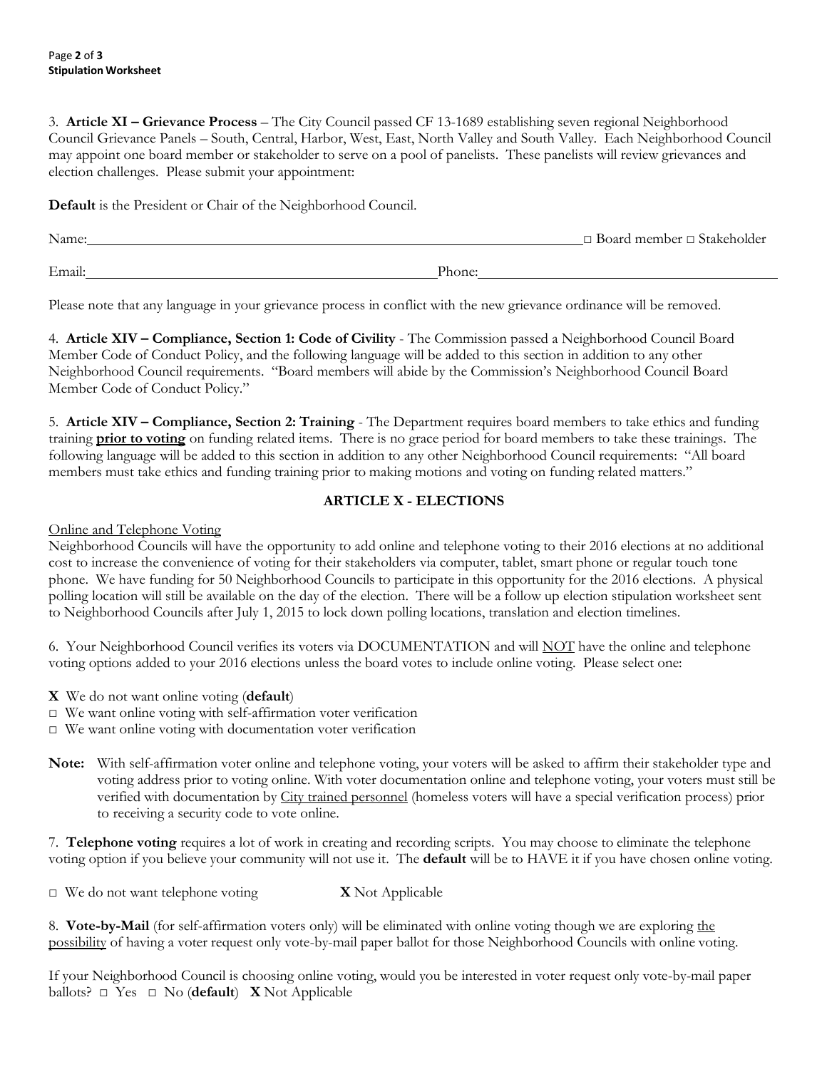3. **Article XI – Grievance Process** – The City Council passed CF 13-1689 establishing seven regional Neighborhood Council Grievance Panels – South, Central, Harbor, West, East, North Valley and South Valley. Each Neighborhood Council may appoint one board member or stakeholder to serve on a pool of panelists. These panelists will review grievances and election challenges. Please submit your appointment:

**Default** is the President or Chair of the Neighborhood Council.

Name:\_\_\_\_\_\_\_\_\_\_\_\_\_\_\_\_\_\_\_\_\_\_\_\_\_\_\_\_\_\_\_\_\_\_\_\_\_\_\_\_\_\_\_\_ □ Board member □ Stakeholder

Email:\_\_\_\_\_\_\_\_\_\_\_\_\_\_\_\_\_\_\_\_\_\_\_\_\_\_\_\_\_\_ Phone:\_\_\_\_\_\_\_\_\_\_\_\_\_\_\_\_\_\_\_\_\_\_\_\_\_\_\_\_

Please note that any language in your grievance process in conflict with the new grievance ordinance will be removed.

4. **Article XIV – Compliance, Section 1: Code of Civility** - The Commission passed a Neighborhood Council Board Member Code of Conduct Policy, and the following language will be added to this section in addition to any other Neighborhood Council requirements. "Board members will abide by the Commission's Neighborhood Council Board Member Code of Conduct Policy."

5. **Article XIV – Compliance, Section 2: Training** - The Department requires board members to take ethics and funding training <u>**prior to voting**</u> on funding related items. There is no grace period for board members to take these trainings. The following language will be added to this section in addition to any other Neighborhood Council requirements: "All board members must take ethics and funding training prior to making motions and voting on funding related matters."

## ARTICLE X - ELECTIONS

<u>Online and Telephone Voting</u>

Neighborhood Councils will have the opportunity to add online and telephone voting to their 2016 elections at no additional cost to increase the convenience of voting for their stakeholders via computer, tablet, smart phone or regular touch tone phone. We have funding for 50 Neighborhood Councils to participate in this opportunity for the 2016 elections. A physical polling location will still be available on the day of the election. There will be a follow up election stipulation worksheet sent to Neighborhood Councils after July 1, 2015 to lock down polling locations, translation and election timelines.

6. Your Neighborhood Council verifies its voters via DOCUMENTATION and will <u>NOT</u> have the online and telephone voting options added to your 2016 elections unless the board votes to include online voting. Please select one:

**X** We do not want online voting (**default**)
□ We want online voting with self-affirmation voter verification
□ We want online voting with documentation voter verification

**Note:** With self-affirmation voter online and telephone voting, your voters will be asked to affirm their stakeholder type and voting address prior to voting online. With voter documentation online and telephone voting, your voters must still be verified with documentation by <u>City trained personnel</u> (homeless voters will have a special verification process) prior to receiving a security code to vote online.

7. **Telephone voting** requires a lot of work in creating and recording scripts. You may choose to eliminate the telephone voting option if you believe your community will not use it. The **default** will be to HAVE it if you have chosen online voting.

□ We do not want telephone voting **X** Not Applicable

8. **Vote-by-Mail** (for self-affirmation voters only) will be eliminated with online voting though we are exploring <u>the possibility</u> of having a voter request only vote-by-mail paper ballot for those Neighborhood Councils with online voting.

If your Neighborhood Council is choosing online voting, would you be interested in voter request only vote-by-mail paper ballots? □ Yes □ No (**default**) **X** Not Applicable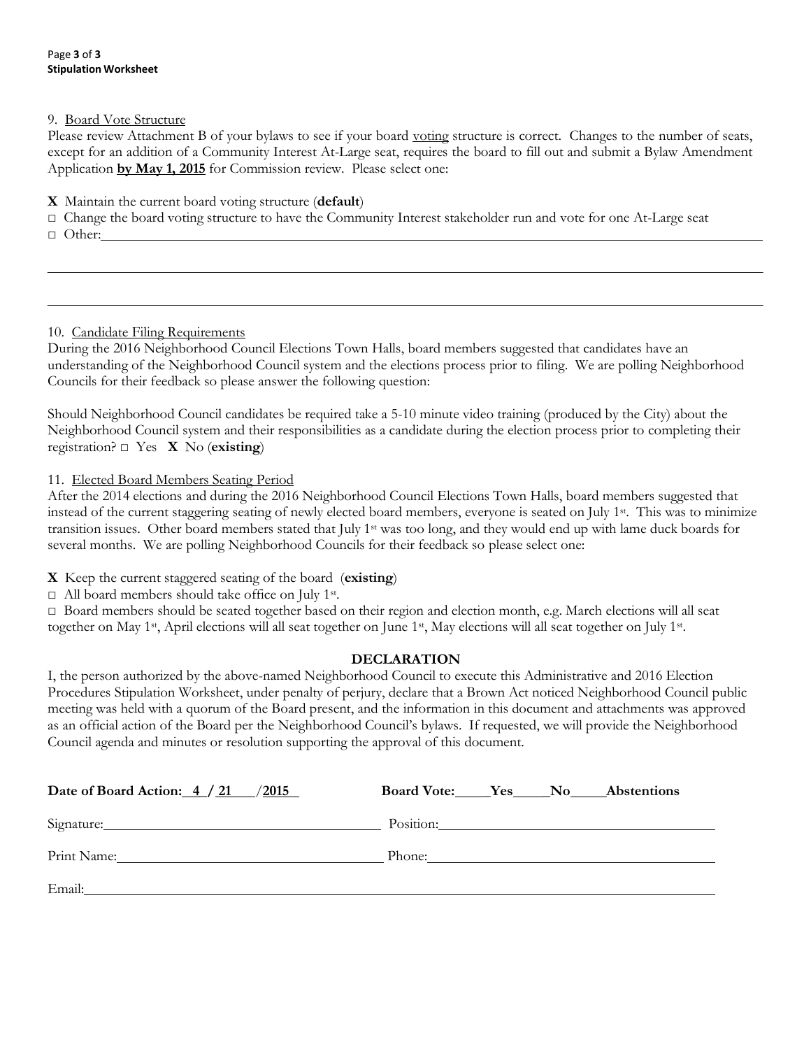9. Board Vote Structure

Please review Attachment B of your bylaws to see if your board voting structure is correct. Changes to the number of seats, except for an addition of a Community Interest At-Large seat, requires the board to fill out and submit a Bylaw Amendment Application **by May 1, 2015** for Commission review. Please select one:

**X** Maintain the current board voting structure (**default**)

□ Change the board voting structure to have the Community Interest stakeholder run and vote for one At-Large seat

□ Other:\_\_\_\_\_\_\_\_\_\_\_\_\_\_\_\_\_\_\_\_\_\_\_\_\_\_\_\_\_\_\_\_\_\_\_\_\_\_\_\_

10. Candidate Filing Requirements

During the 2016 Neighborhood Council Elections Town Halls, board members suggested that candidates have an understanding of the Neighborhood Council system and the elections process prior to filing. We are polling Neighborhood Councils for their feedback so please answer the following question:

Should Neighborhood Council candidates be required take a 5-10 minute video training (produced by the City) about the Neighborhood Council system and their responsibilities as a candidate during the election process prior to completing their registration? □ Yes **X** No (**existing**)

11. Elected Board Members Seating Period

After the 2014 elections and during the 2016 Neighborhood Council Elections Town Halls, board members suggested that instead of the current staggering seating of newly elected board members, everyone is seated on July 1st. This was to minimize transition issues. Other board members stated that July 1st was too long, and they would end up with lame duck boards for several months. We are polling Neighborhood Councils for their feedback so please select one:

**X** Keep the current staggered seating of the board (**existing**)

□ All board members should take office on July 1st.

□ Board members should be seated together based on their region and election month, e.g. March elections will all seat together on May 1st, April elections will all seat together on June 1st, May elections will all seat together on July 1st.

## DECLARATION

I, the person authorized by the above-named Neighborhood Council to execute this Administrative and 2016 Election Procedures Stipulation Worksheet, under penalty of perjury, declare that a Brown Act noticed Neighborhood Council public meeting was held with a quorum of the Board present, and the information in this document and attachments was approved as an official action of the Board per the Neighborhood Council's bylaws. If requested, we will provide the Neighborhood Council agenda and minutes or resolution supporting the approval of this document.

**Date of Board Action: 4 / 21 /2015** **Board Vote:\_\_\_\_Yes\_\_\_\_No\_\_\_\_Abstentions**

Signature:\_\_\_\_\_\_\_\_\_\_\_\_\_\_\_\_\_\_\_\_ Position:\_\_\_\_\_\_\_\_\_\_\_\_\_\_\_\_\_\_\_\_

Print Name:\_\_\_\_\_\_\_\_\_\_\_\_\_\_\_\_\_\_\_\_ Phone:\_\_\_\_\_\_\_\_\_\_\_\_\_\_\_\_\_\_\_\_

Email:\_\_\_\_\_\_\_\_\_\_\_\_\_\_\_\_\_\_\_\_\_\_\_\_\_\_\_\_\_\_\_\_\_\_\_\_\_\_\_\_